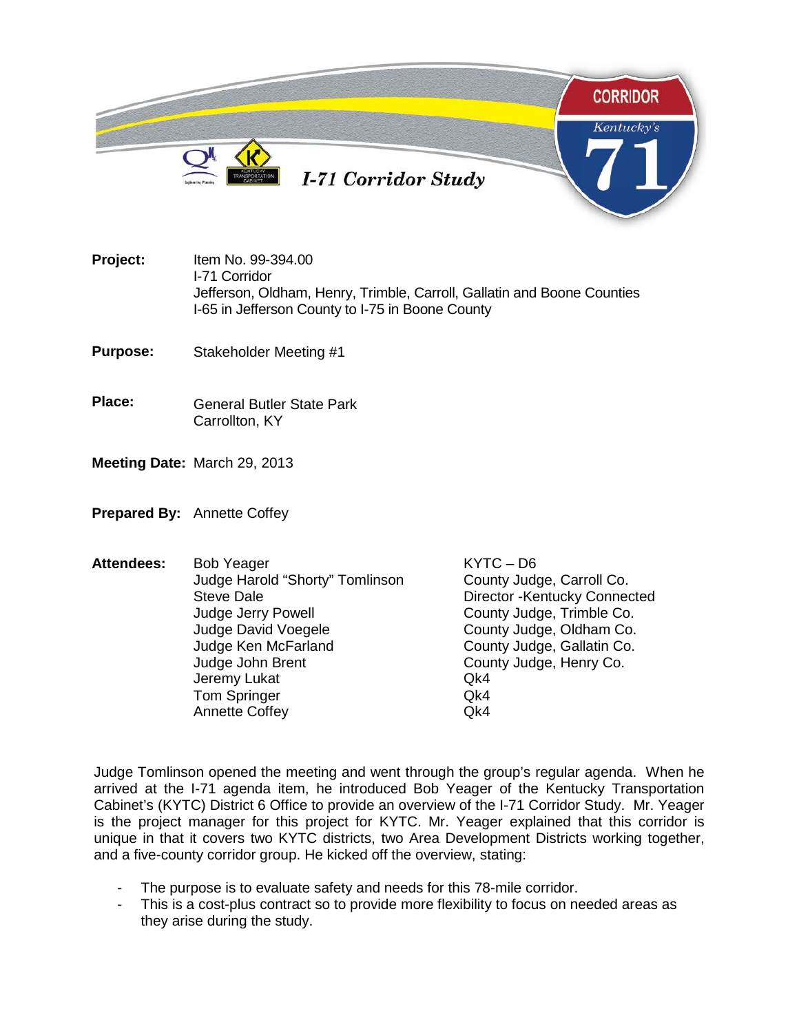# I-71 Corridor Study

**Project:** Item No. 99-394.00
I-71 Corridor
Jefferson, Oldham, Henry, Trimble, Carroll, Gallatin and Boone Counties
I-65 in Jefferson County to I-75 in Boone County

**Purpose:** Stakeholder Meeting #1

**Place:** General Butler State Park
Carrollton, KY

**Meeting Date:** March 29, 2013

**Prepared By:** Annette Coffey

**Attendees:**

| Name | Affiliation |
|---|---|
| Bob Yeager | KYTC – D6 |
| Judge Harold "Shorty" Tomlinson | County Judge, Carroll Co. |
| Steve Dale | Director -Kentucky Connected |
| Judge Jerry Powell | County Judge, Trimble Co. |
| Judge David Voegele | County Judge, Oldham Co. |
| Judge Ken McFarland | County Judge, Gallatin Co. |
| Judge John Brent | County Judge, Henry Co. |
| Jeremy Lukat | Qk4 |
| Tom Springer | Qk4 |
| Annette Coffey | Qk4 |

Judge Tomlinson opened the meeting and went through the group's regular agenda. When he arrived at the I-71 agenda item, he introduced Bob Yeager of the Kentucky Transportation Cabinet's (KYTC) District 6 Office to provide an overview of the I-71 Corridor Study. Mr. Yeager is the project manager for this project for KYTC. Mr. Yeager explained that this corridor is unique in that it covers two KYTC districts, two Area Development Districts working together, and a five-county corridor group. He kicked off the overview, stating:

- The purpose is to evaluate safety and needs for this 78-mile corridor.
- This is a cost-plus contract so to provide more flexibility to focus on needed areas as they arise during the study.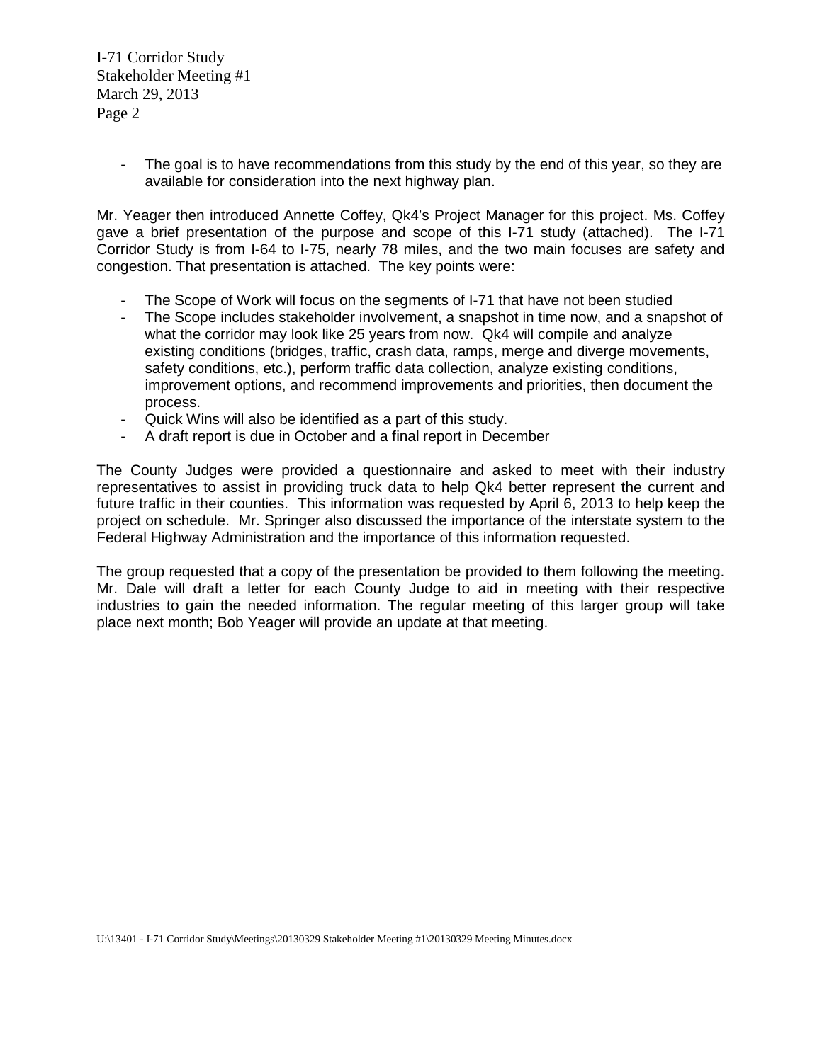- The goal is to have recommendations from this study by the end of this year, so they are available for consideration into the next highway plan.

Mr. Yeager then introduced Annette Coffey, Qk4's Project Manager for this project. Ms. Coffey gave a brief presentation of the purpose and scope of this I-71 study (attached). The I-71 Corridor Study is from I-64 to I-75, nearly 78 miles, and the two main focuses are safety and congestion. That presentation is attached. The key points were:

- The Scope of Work will focus on the segments of I-71 that have not been studied
- The Scope includes stakeholder involvement, a snapshot in time now, and a snapshot of what the corridor may look like 25 years from now. Qk4 will compile and analyze existing conditions (bridges, traffic, crash data, ramps, merge and diverge movements, safety conditions, etc.), perform traffic data collection, analyze existing conditions, improvement options, and recommend improvements and priorities, then document the process.
- Quick Wins will also be identified as a part of this study.
- A draft report is due in October and a final report in December

The County Judges were provided a questionnaire and asked to meet with their industry representatives to assist in providing truck data to help Qk4 better represent the current and future traffic in their counties. This information was requested by April 6, 2013 to help keep the project on schedule. Mr. Springer also discussed the importance of the interstate system to the Federal Highway Administration and the importance of this information requested.

The group requested that a copy of the presentation be provided to them following the meeting. Mr. Dale will draft a letter for each County Judge to aid in meeting with their respective industries to gain the needed information. The regular meeting of this larger group will take place next month; Bob Yeager will provide an update at that meeting.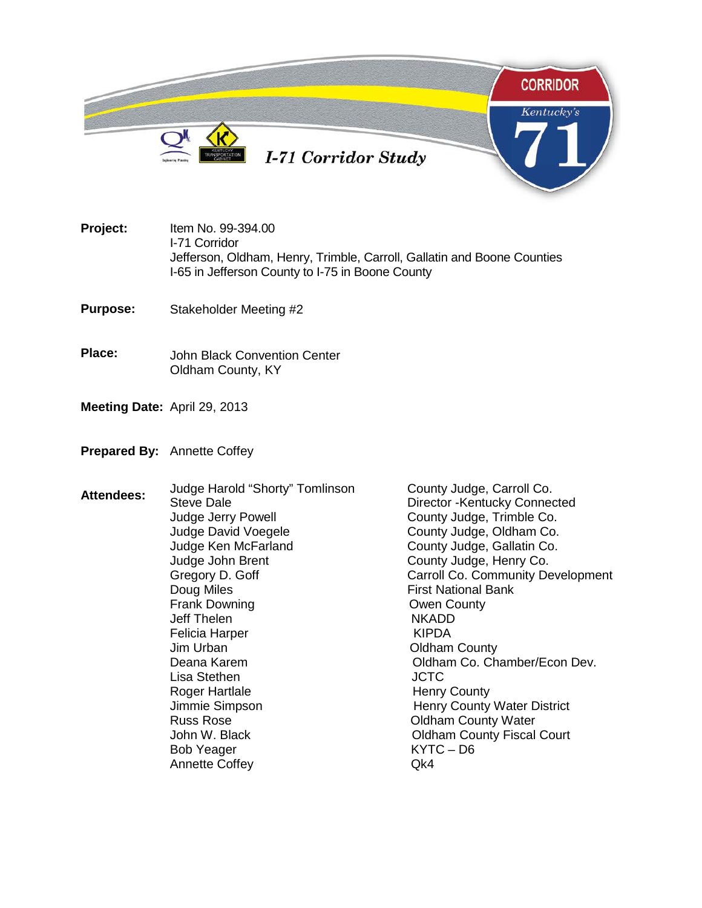I-71 Corridor Study

**Project:** Item No. 99-394.00
I-71 Corridor
Jefferson, Oldham, Henry, Trimble, Carroll, Gallatin and Boone Counties
I-65 in Jefferson County to I-75 in Boone County

**Purpose:** Stakeholder Meeting #2

**Place:** John Black Convention Center
Oldham County, KY

**Meeting Date:** April 29, 2013

**Prepared By:** Annette Coffey

**Attendees:**

| Name | Affiliation |
|---|---|
| Judge Harold "Shorty" Tomlinson | County Judge, Carroll Co. |
| Steve Dale | Director -Kentucky Connected |
| Judge Jerry Powell | County Judge, Trimble Co. |
| Judge David Voegele | County Judge, Oldham Co. |
| Judge Ken McFarland | County Judge, Gallatin Co. |
| Judge John Brent | County Judge, Henry Co. |
| Gregory D. Goff | Carroll Co. Community Development |
| Doug Miles | First National Bank |
| Frank Downing | Owen County |
| Jeff Thelen | NKADD |
| Felicia Harper | KIPDA |
| Jim Urban | Oldham County |
| Deana Karem | Oldham Co. Chamber/Econ Dev. |
| Lisa Stethen | JCTC |
| Roger Hartlale | Henry County |
| Jimmie Simpson | Henry County Water District |
| Russ Rose | Oldham County Water |
| John W. Black | Oldham County Fiscal Court |
| Bob Yeager | KYTC – D6 |
| Annette Coffey | Qk4 |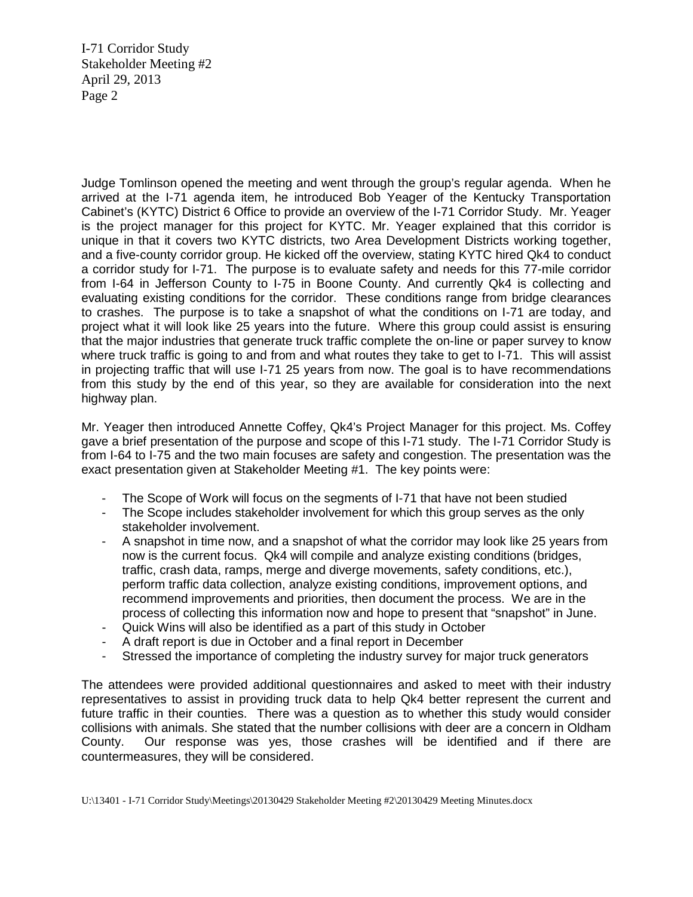Judge Tomlinson opened the meeting and went through the group's regular agenda. When he arrived at the I-71 agenda item, he introduced Bob Yeager of the Kentucky Transportation Cabinet's (KYTC) District 6 Office to provide an overview of the I-71 Corridor Study. Mr. Yeager is the project manager for this project for KYTC. Mr. Yeager explained that this corridor is unique in that it covers two KYTC districts, two Area Development Districts working together, and a five-county corridor group. He kicked off the overview, stating KYTC hired Qk4 to conduct a corridor study for I-71. The purpose is to evaluate safety and needs for this 77-mile corridor from I-64 in Jefferson County to I-75 in Boone County. And currently Qk4 is collecting and evaluating existing conditions for the corridor. These conditions range from bridge clearances to crashes. The purpose is to take a snapshot of what the conditions on I-71 are today, and project what it will look like 25 years into the future. Where this group could assist is ensuring that the major industries that generate truck traffic complete the on-line or paper survey to know where truck traffic is going to and from and what routes they take to get to I-71. This will assist in projecting traffic that will use I-71 25 years from now. The goal is to have recommendations from this study by the end of this year, so they are available for consideration into the next highway plan.

Mr. Yeager then introduced Annette Coffey, Qk4's Project Manager for this project. Ms. Coffey gave a brief presentation of the purpose and scope of this I-71 study. The I-71 Corridor Study is from I-64 to I-75 and the two main focuses are safety and congestion. The presentation was the exact presentation given at Stakeholder Meeting #1. The key points were:

- The Scope of Work will focus on the segments of I-71 that have not been studied
- The Scope includes stakeholder involvement for which this group serves as the only stakeholder involvement.
- A snapshot in time now, and a snapshot of what the corridor may look like 25 years from now is the current focus. Qk4 will compile and analyze existing conditions (bridges, traffic, crash data, ramps, merge and diverge movements, safety conditions, etc.), perform traffic data collection, analyze existing conditions, improvement options, and recommend improvements and priorities, then document the process. We are in the process of collecting this information now and hope to present that "snapshot" in June.
- Quick Wins will also be identified as a part of this study in October
- A draft report is due in October and a final report in December
- Stressed the importance of completing the industry survey for major truck generators

The attendees were provided additional questionnaires and asked to meet with their industry representatives to assist in providing truck data to help Qk4 better represent the current and future traffic in their counties. There was a question as to whether this study would consider collisions with animals. She stated that the number collisions with deer are a concern in Oldham County. Our response was yes, those crashes will be identified and if there are countermeasures, they will be considered.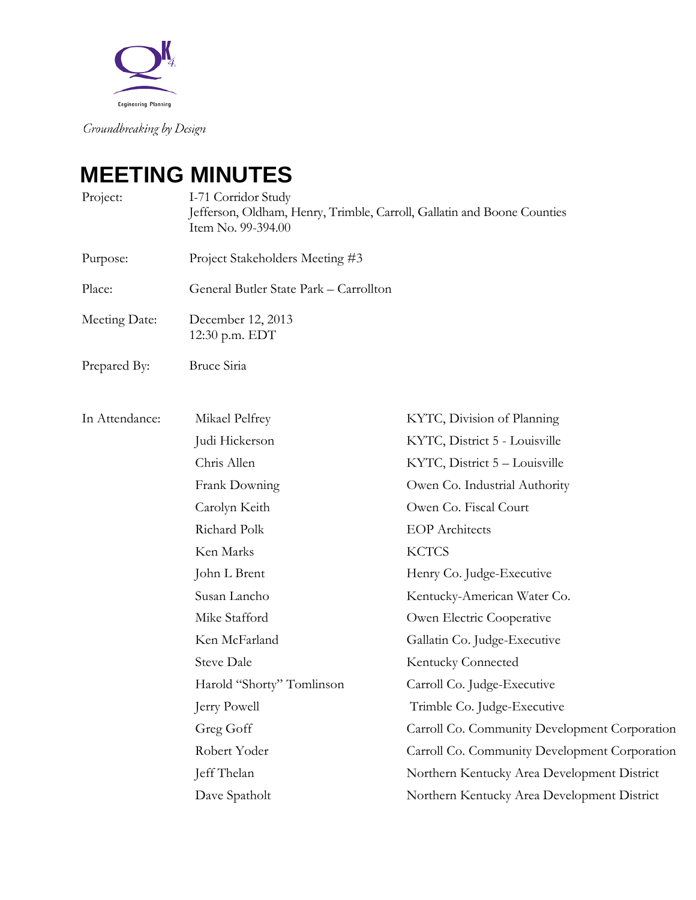Groundbreaking by Design

# MEETING MINUTES

| | |
|---|---|
| Project: | I-71 Corridor Study<br>Jefferson, Oldham, Henry, Trimble, Carroll, Gallatin and Boone Counties<br>Item No. 99-394.00 |
| Purpose: | Project Stakeholders Meeting #3 |
| Place: | General Butler State Park – Carrollton |
| Meeting Date: | December 12, 2013<br>12:30 p.m. EDT |
| Prepared By: | Bruce Siria |

In Attendance:

| Name | Affiliation |
|---|---|
| Mikael Pelfrey | KYTC, Division of Planning |
| Judi Hickerson | KYTC, District 5 - Louisville |
| Chris Allen | KYTC, District 5 – Louisville |
| Frank Downing | Owen Co. Industrial Authority |
| Carolyn Keith | Owen Co. Fiscal Court |
| Richard Polk | EOP Architects |
| Ken Marks | KCTCS |
| John L Brent | Henry Co. Judge-Executive |
| Susan Lancho | Kentucky-American Water Co. |
| Mike Stafford | Owen Electric Cooperative |
| Ken McFarland | Gallatin Co. Judge-Executive |
| Steve Dale | Kentucky Connected |
| Harold "Shorty" Tomlinson | Carroll Co. Judge-Executive |
| Jerry Powell | Trimble Co. Judge-Executive |
| Greg Goff | Carroll Co. Community Development Corporation |
| Robert Yoder | Carroll Co. Community Development Corporation |
| Jeff Thelan | Northern Kentucky Area Development District |
| Dave Spatholt | Northern Kentucky Area Development District |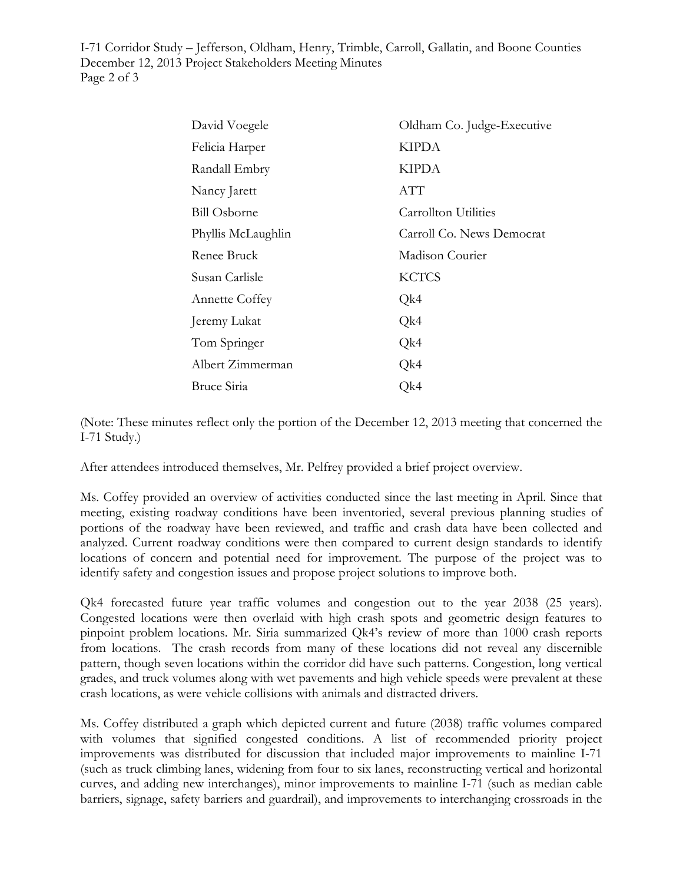| | |
|---|---|
| David Voegele | Oldham Co. Judge-Executive |
| Felicia Harper | KIPDA |
| Randall Embry | KIPDA |
| Nancy Jarett | ATT |
| Bill Osborne | Carrollton Utilities |
| Phyllis McLaughlin | Carroll Co. News Democrat |
| Renee Bruck | Madison Courier |
| Susan Carlisle | KCTCS |
| Annette Coffey | Qk4 |
| Jeremy Lukat | Qk4 |
| Tom Springer | Qk4 |
| Albert Zimmerman | Qk4 |
| Bruce Siria | Qk4 |

(Note: These minutes reflect only the portion of the December 12, 2013 meeting that concerned the I-71 Study.)

After attendees introduced themselves, Mr. Pelfrey provided a brief project overview.

Ms. Coffey provided an overview of activities conducted since the last meeting in April. Since that meeting, existing roadway conditions have been inventoried, several previous planning studies of portions of the roadway have been reviewed, and traffic and crash data have been collected and analyzed. Current roadway conditions were then compared to current design standards to identify locations of concern and potential need for improvement. The purpose of the project was to identify safety and congestion issues and propose project solutions to improve both.

Qk4 forecasted future year traffic volumes and congestion out to the year 2038 (25 years). Congested locations were then overlaid with high crash spots and geometric design features to pinpoint problem locations. Mr. Siria summarized Qk4's review of more than 1000 crash reports from locations. The crash records from many of these locations did not reveal any discernible pattern, though seven locations within the corridor did have such patterns. Congestion, long vertical grades, and truck volumes along with wet pavements and high vehicle speeds were prevalent at these crash locations, as were vehicle collisions with animals and distracted drivers.

Ms. Coffey distributed a graph which depicted current and future (2038) traffic volumes compared with volumes that signified congested conditions. A list of recommended priority project improvements was distributed for discussion that included major improvements to mainline I-71 (such as truck climbing lanes, widening from four to six lanes, reconstructing vertical and horizontal curves, and adding new interchanges), minor improvements to mainline I-71 (such as median cable barriers, signage, safety barriers and guardrail), and improvements to interchanging crossroads in the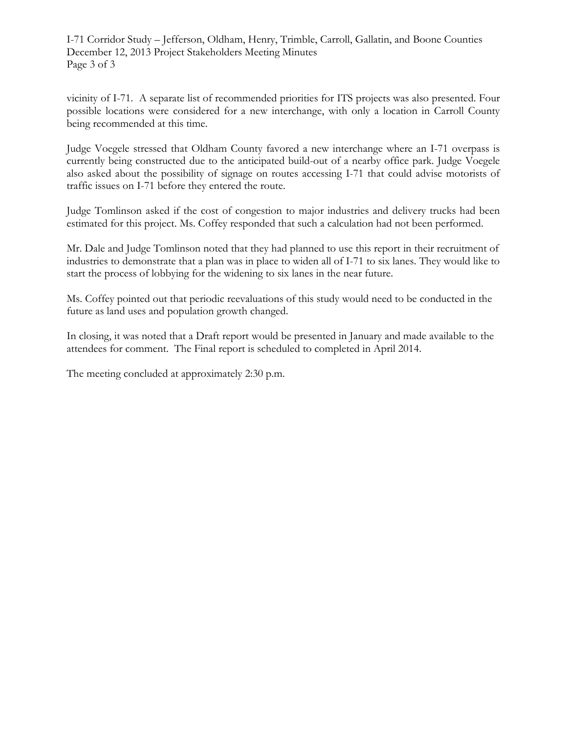vicinity of I-71. A separate list of recommended priorities for ITS projects was also presented. Four possible locations were considered for a new interchange, with only a location in Carroll County being recommended at this time.

Judge Voegele stressed that Oldham County favored a new interchange where an I-71 overpass is currently being constructed due to the anticipated build-out of a nearby office park. Judge Voegele also asked about the possibility of signage on routes accessing I-71 that could advise motorists of traffic issues on I-71 before they entered the route.

Judge Tomlinson asked if the cost of congestion to major industries and delivery trucks had been estimated for this project. Ms. Coffey responded that such a calculation had not been performed.

Mr. Dale and Judge Tomlinson noted that they had planned to use this report in their recruitment of industries to demonstrate that a plan was in place to widen all of I-71 to six lanes. They would like to start the process of lobbying for the widening to six lanes in the near future.

Ms. Coffey pointed out that periodic reevaluations of this study would need to be conducted in the future as land uses and population growth changed.

In closing, it was noted that a Draft report would be presented in January and made available to the attendees for comment. The Final report is scheduled to completed in April 2014.

The meeting concluded at approximately 2:30 p.m.